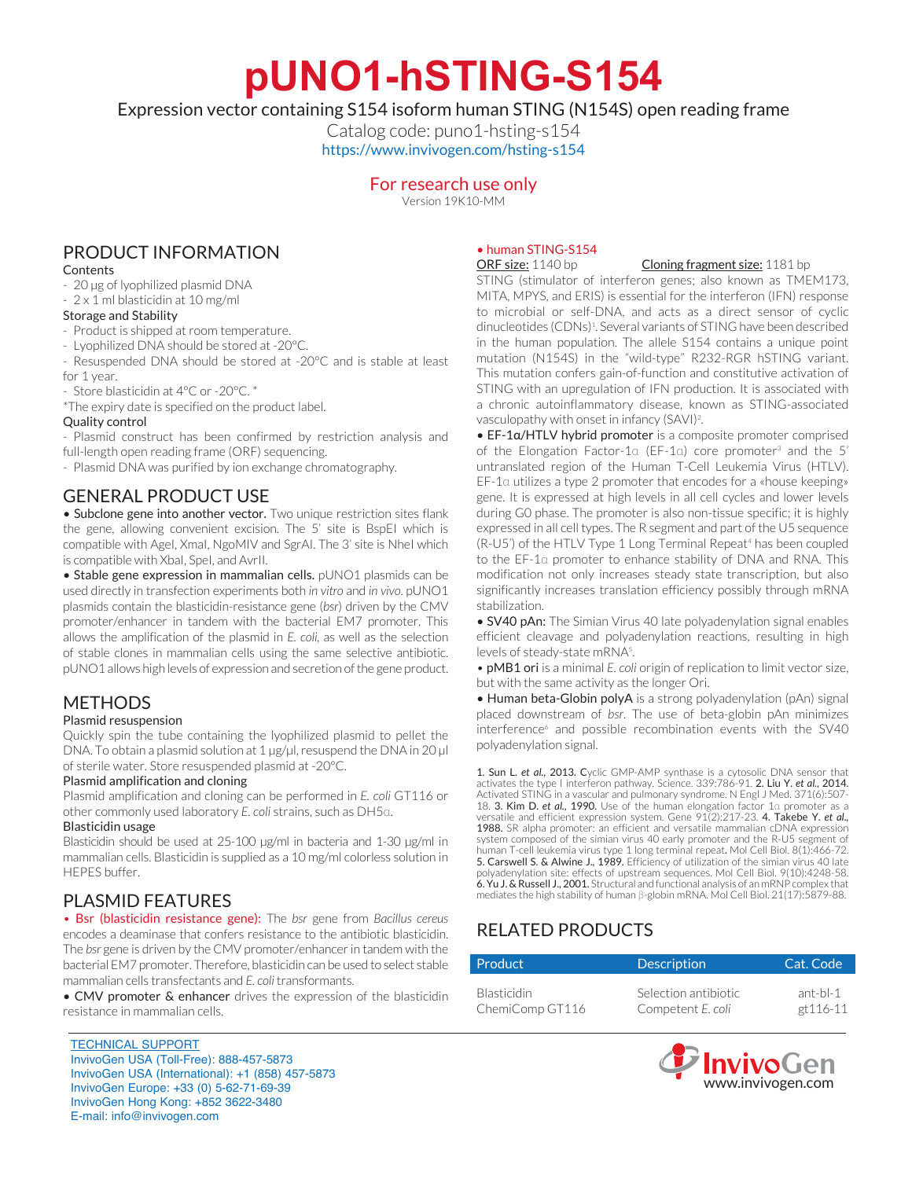# pUNO1-hSTING-S154

Expression vector containing S154 isoform human STING (N154S) open reading frame

Catalog code: puno1-hsting-s154

https://www.invivogen.com/hsting-s154

For research use only

Version 19K10-MM

## PRODUCT INFORMATION

### Contents

- 20 µg of lyophilized plasmid DNA
- 2 x 1 ml blasticidin at 10 mg/ml

### Storage and Stability

- Product is shipped at room temperature.
- Lyophilized DNA should be stored at -20°C.
- Resuspended DNA should be stored at -20°C and is stable at least for 1 year.
- Store blasticidin at 4°C or -20°C. *

*The expiry date is specified on the product label.

### Quality control

- Plasmid construct has been confirmed by restriction analysis and full-length open reading frame (ORF) sequencing.
- Plasmid DNA was purified by ion exchange chromatography.

## GENERAL PRODUCT USE

• **Subclone gene into another vector.** Two unique restriction sites flank the gene, allowing convenient excision. The 5' site is BspEI which is compatible with AgeI, XmaI, NgoMIV and SgrAI. The 3' site is NheI which is compatible with XbaI, SpeI, and AvrII.

• **Stable gene expression in mammalian cells.** pUNO1 plasmids can be used directly in transfection experiments both *in vitro* and *in vivo*. pUNO1 plasmids contain the blasticidin-resistance gene (*bsr*) driven by the CMV promoter/enhancer in tandem with the bacterial EM7 promoter. This allows the amplification of the plasmid in *E. coli*, as well as the selection of stable clones in mammalian cells using the same selective antibiotic. pUNO1 allows high levels of expression and secretion of the gene product.

## METHODS

### Plasmid resuspension

Quickly spin the tube containing the lyophilized plasmid to pellet the DNA. To obtain a plasmid solution at 1 µg/µl, resuspend the DNA in 20 µl of sterile water. Store resuspended plasmid at -20°C.

### Plasmid amplification and cloning

Plasmid amplification and cloning can be performed in *E. coli* GT116 or other commonly used laboratory *E. coli* strains, such as DH5α.

### Blasticidin usage

Blasticidin should be used at 25-100 µg/ml in bacteria and 1-30 µg/ml in mammalian cells. Blasticidin is supplied as a 10 mg/ml colorless solution in HEPES buffer.

## PLASMID FEATURES

• **Bsr (blasticidin resistance gene):** The *bsr* gene from *Bacillus cereus* encodes a deaminase that confers resistance to the antibiotic blasticidin. The *bsr* gene is driven by the CMV promoter/enhancer in tandem with the bacterial EM7 promoter. Therefore, blasticidin can be used to select stable mammalian cells transfectants and *E. coli* transformants.

• **CMV promoter & enhancer** drives the expression of the blasticidin resistance in mammalian cells.

• **human STING-S154**

ORF size: 1140 bp    Cloning fragment size: 1181 bp

STING (stimulator of interferon genes; also known as TMEM173, MITA, MPYS, and ERIS) is essential for the interferon (IFN) response to microbial or self-DNA, and acts as a direct sensor of cyclic dinucleotides (CDNs)[1]. Several variants of STING have been described in the human population. The allele S154 contains a unique point mutation (N154S) in the "wild-type" R232-RGR hSTING variant. This mutation confers gain-of-function and constitutive activation of STING with an upregulation of IFN production. It is associated with a chronic autoinflammatory disease, known as STING-associated vasculopathy with onset in infancy (SAVI)[2].

• **EF-1α/HTLV hybrid promoter** is a composite promoter comprised of the Elongation Factor-1α (EF-1α) core promoter[3] and the 5' untranslated region of the Human T-Cell Leukemia Virus (HTLV). EF-1α utilizes a type 2 promoter that encodes for a «house keeping» gene. It is expressed at high levels in all cell cycles and lower levels during G0 phase. The promoter is also non-tissue specific; it is highly expressed in all cell types. The R segment and part of the U5 sequence (R-U5') of the HTLV Type 1 Long Terminal Repeat[4] has been coupled to the EF-1α promoter to enhance stability of DNA and RNA. This modification not only increases steady state transcription, but also significantly increases translation efficiency possibly through mRNA stabilization.

• **SV40 pAn:** The Simian Virus 40 late polyadenylation signal enables efficient cleavage and polyadenylation reactions, resulting in high levels of steady-state mRNA[5].

• **pMB1 ori** is a minimal *E. coli* origin of replication to limit vector size, but with the same activity as the longer Ori.

• **Human beta-Globin polyA** is a strong polyadenylation (pAn) signal placed downstream of *bsr*. The use of beta-globin pAn minimizes interference[6] and possible recombination events with the SV40 polyadenylation signal.

**1. Sun L. *et al.*, 2013.** Cyclic GMP-AMP synthase is a cytosolic DNA sensor that activates the type I interferon pathway. Science. 339:786-91. **2. Liu Y. *et al.*, 2014.** Activated STING in a vascular and pulmonary syndrome. N Engl J Med. 371(6):507-18. **3. Kim D. *et al.*, 1990.** Use of the human elongation factor 1α promoter as a versatile and efficient expression system. Gene 91(2):217-23. **4. Takebe Y. *et al.*, 1988.** SR alpha promoter: an efficient and versatile mammalian cDNA expression system composed of the simian virus 40 early promoter and the R-U5 segment of human T-cell leukemia virus type 1 long terminal repeat. Mol Cell Biol. 8(1):466-72. **5. Carswell S. & Alwine J., 1989.** Efficiency of utilization of the simian virus 40 late polyadenylation site: effects of upstream sequences. Mol Cell Biol. 9(10):4248-58. **6. Yu J. & Russell J., 2001.** Structural and functional analysis of an mRNP complex that mediates the high stability of human β-globin mRNA. Mol Cell Biol. 21(17):5879-88.

## RELATED PRODUCTS

| Product | Description | Cat. Code |
| --- | --- | --- |
| Blasticidin | Selection antibiotic | ant-bl-1 |
| ChemiComp GT116 | Competent *E. coli* | gt116-11 |

TECHNICAL SUPPORT
InvivoGen USA (Toll-Free): 888-457-5873
InvivoGen USA (International): +1 (858) 457-5873
InvivoGen Europe: +33 (0) 5-62-71-69-39
InvivoGen Hong Kong: +852 3622-3480
E-mail: info@invivogen.com

InvivoGen
www.invivogen.com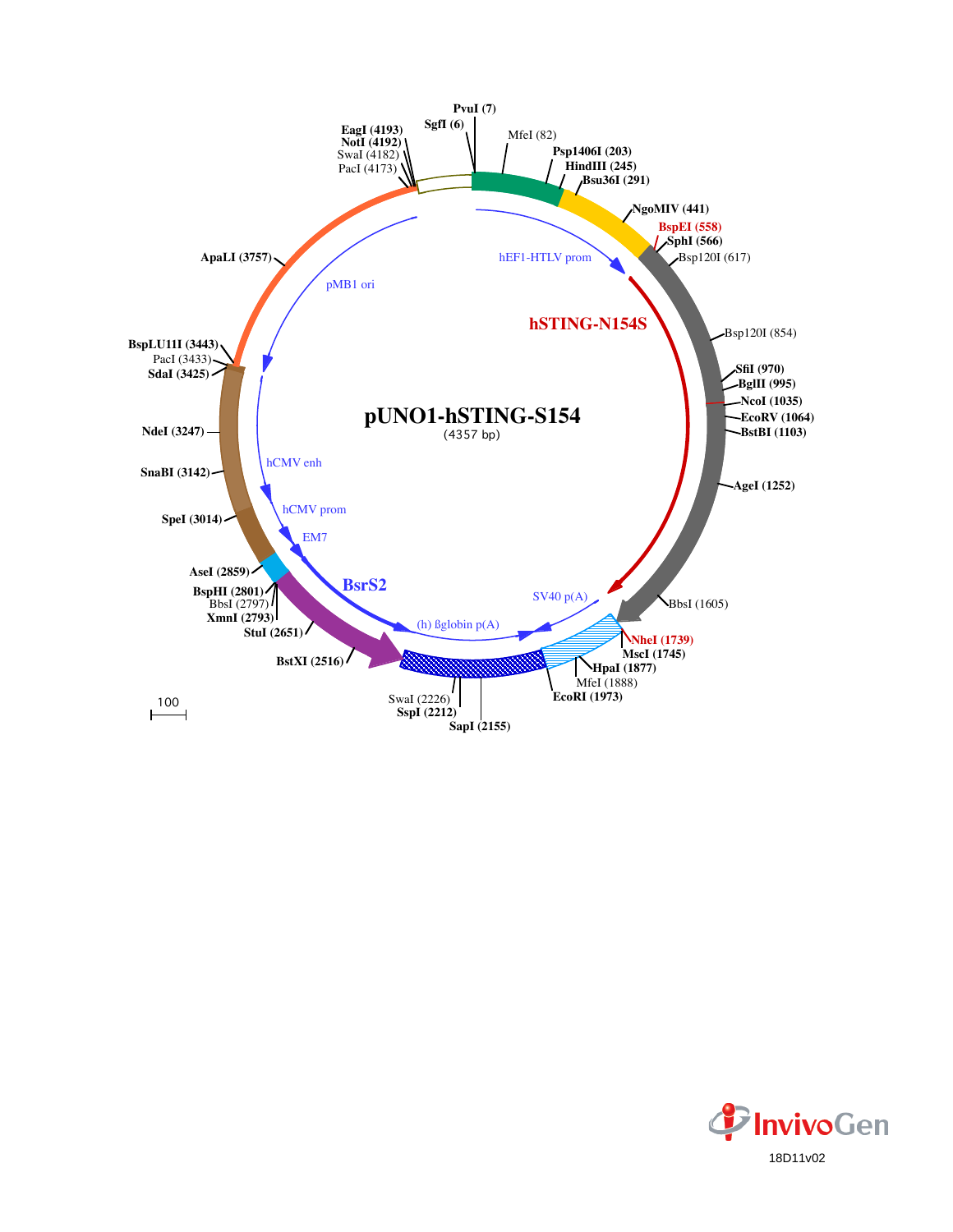# pUNO1-hSTING-S154

(4357 bp)

PvuI (7)
SgfI (6)
MfeI (82)
Psp1406I (203)
HindIII (245)
Bsu36I (291)
NgoMIV (441)
BspEI (558)
SphI (566)
Bsp120I (617)
Bsp120I (854)
SfiI (970)
BglII (995)
NcoI (1035)
EcoRV (1064)
BstBI (1103)
AgeI (1252)
BbsI (1605)
NheI (1739)
MscI (1745)
HpaI (1877)
MfeI (1888)
EcoRI (1973)
SapI (2155)
SspI (2212)
SwaI (2226)
BstXI (2516)
StuI (2651)
XmnI (2793)
BbsI (2797)
BspHI (2801)
AseI (2859)
SpeI (3014)
SnaBI (3142)
NdeI (3247)
SdaI (3425)
PacI (3433)
BspLU11I (3443)
ApaLI (3757)
PacI (4173)
SwaI (4182)
NotI (4192)
EagI (4193)

hEF1-HTLV prom
hSTING-N154S
SV40 p(A)
(h) ßglobin p(A)
BsrS2
EM7
hCMV prom
hCMV enh
pMB1 ori

100

InvivoGen

18D11v02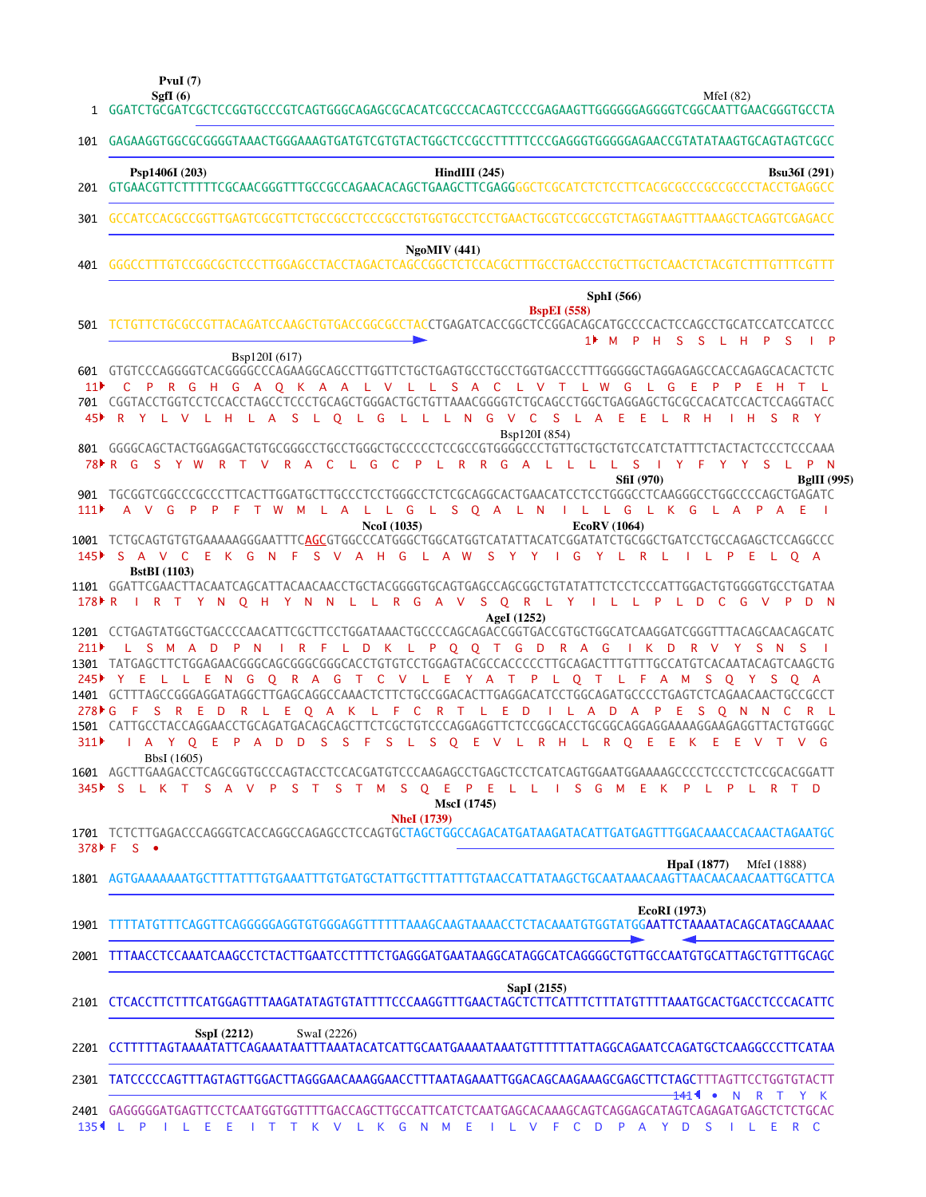```
                  PvuI (7)
                 SgfI (6)                                                                               MfeI (82)
   1  GGATCTGCGATCGCTCCGGTGCCCGTCAGTGGGCAGAGCGCACATCGCCCACAGTCCCCGAGAAGTTGGGGGGAGGGGTCGGCAATTGAACGGGTGCCTA

 101  GAGAAGGTGGCGCGGGGTAAACTGGGAAAGTGATGTCGTGTACTGGCTCCGCCTTTTTCCCGAGGGTGGGGGAGAACCGTATATAAGTGCAGTAGTCGCC

           Psp1406I (203)                                   HindIII (245)                               Bsu36I (291)
 201  GTGAACGTTCTTTTTCGCAACGGGTTTGCCGCCAGAACACAGCTGAAGCTTCGAGGGGCTCGCATCTCTCCTTCACGCGCCCGCCGCCCTACCTGAGGCC

 301  GCCATCCACGCCGGTTGAGTCGCGTTCTGCCGCCTCCCGCCTGTGGTGCCTCCTGAACTGCGTCCGCCGTCTAGGTAAGTTTAAAGCTCAGGTCGAGACC

                                                      NgoMIV (441)
 401  GGGCCTTTGTCCGGCGCTCCCTTGGAGCCTACCTAGACTCAGCCGGCTCTCCACGCTTTGCCTGACCCTGCTTGCTCAACTCTACGTCTTTGTTTCGTTT

                                                                                   SphI (566)
                                                                           BspEI (558)
 501  TCTGTTCTGCGCCGTTACAGATCCAAGCTGTGACCGGCGCCTACCTGAGATCACCGGCTCCGGACAGCATGCCCCACTCCAGCCTGCATCCATCCATCCC
                                                                             1▸ M  P  H  S  S  L  H  P  S  I  P

                             Bsp120I (617)
 601  GTGTCCCAGGGGTCACGGGGCCCAGAAGGCAGCCTTGGTTCTGCTGAGTGCCTGCCTGGTGACCCTTTGGGGGCTAGGAGAGCCACCAGAGCACACTCTC
 11▸   C  P  R  G  H  G  A  Q  K  A  A  L  V  L  L  S  A  C  L  V  T  L  W  G  L  G  E  P  P  E  H  T  L
 701  CGGTACCTGGTCCTCCACCTAGCCTCCCTGCAGCTGGGACTGCTGTTAAACGGGGTCTGCAGCCTGGCTGAGGAGCTGCGCCACATCCACTCCAGGTACC
 45▸  R  Y  L  V  L  H  L  A  S  L  Q  L  G  L  L  L  N  G  V  C  S  L  A  E  E  L  R  H  I  H  S  R  Y
                                                               Bsp120I (854)
 801  GGGGCAGCTACTGGAGGACTGTGCGGGCCTGCCTGGGCTGCCCCCTCCGCCGTGGGGCCCTGTTGCTGCTGTCCATCTATTTCTACTACTCCCTCCCAAA
 78▸ R  G  S  Y  W  R  T  V  R  A  C  L  G  C  P  L  R  R  G  A  L  L  L  L  S  I  Y  F  Y  Y  S  L  P  N
                                                                                   SfiI (970)          BglII (995)
 901  TGCGGTCGGCCCGCCCTTCACTTGGATGCTTGCCCTCCTGGGCCTCTCGCAGGCACTGAACATCCTCCTGGGCCTCAAGGGCCTGGCCCCAGCTGAGATC
111▸   A  V  G  P  P  F  T  W  M  L  A  L  L  G  L  S  Q  A  L  N  I  L  L  G  L  K  G  L  A  P  A  E  I
                                       NcoI (1035)                          EcoRV (1064)
1001  TCTGCAGTGTGTGAAAAAGGGAATTTCAGCGTGGCCCATGGGCTGGCATGGTCATATTACATCGGATATCTGCGGCTGATCCTGCCAGAGCTCCAGGCCC
145▸  S  A  V  C  E  K  G  N  F  S  V  A  H  G  L  A  W  S  Y  Y  I  G  Y  L  R  L  I  L  P  E  L  Q  A
          BstBI (1103)
1101  GGATTCGAACTTACAATCAGCATTACAACAACCTGCTACGGGGTGCAGTGAGCCAGCGGCTGTATATTCTCCTCCCATTGGACTGTGGGGTGCCTGATAA
178▸ R  I  R  T  Y  N  Q  H  Y  N  N  L  L  R  G  A  V  S  Q  R  L  Y  I  L  L  P  L  D  C  G  V  P  D  N
                                                            AgeI (1252)
1201  CCTGAGTATGGCTGACCCCAACATTCGCTTCCTGGATAAACTGCCCCAGCAGACCGGTGACCGTGCTGGCATCAAGGATCGGGTTTACAGCAACAGCATC
211▸   L  S  M  A  D  P  N  I  R  F  L  D  K  L  P  Q  Q  T  G  D  R  A  G  I  K  D  R  V  Y  S  N  S  I
1301  TATGAGCTTCTGGAGAACGGGCAGCGGGCGGGCACCTGTGTCCTGGAGTACGCCACCCCCTTGCAGACTTTGTTTGCCATGTCACAATACAGTCAAGCTG
245▸  Y  E  L  L  E  N  G  Q  R  A  G  T  C  V  L  E  Y  A  T  P  L  Q  T  L  F  A  M  S  Q  Y  S  Q  A
1401  GCTTTAGCCGGGAGGATAGGCTTGAGCAGGCCAAACTCTTCTGCCGGACACTTGAGGACATCCTGGCAGATGCCCCTGAGTCTCAGAACAACTGCCGCCT
278▸ G  F  S  R  E  D  R  L  E  Q  A  K  L  F  C  R  T  L  E  D  I  L  A  D  A  P  E  S  Q  N  N  C  R  L
1501  CATTGCCTACCAGGAACCTGCAGATGACAGCAGCTTCTCGCTGTCCCAGGAGGTTCTCCGGCACCTGCGGCAGGAGGAAAAGGAAGAGGTTACTGTGGGC
311▸   I  A  Y  Q  E  P  A  D  D  S  S  F  S  L  S  Q  E  V  L  R  H  L  R  Q  E  E  K  E  E  V  T  V  G
        BbsI (1605)
1601  AGCTTGAAGACCTCAGCGGTGCCCAGTACCTCCACGATGTCCCAAGAGCCTGAGCTCCTCATCAGTGGAATGGAAAAGCCCCTCCCTCTCCGCACGGATT
345▸  S  L  K  T  S  A  V  P  S  T  S  T  M  S  Q  E  P  E  L  L  I  S  G  M  E  K  P  L  P  L  R  T  D
                                                     MscI (1745)
                                               NheI (1739)
1701  TCTCTTGAGACCCAGGGTCACCAGGCCAGAGCCTCCAGTGCTAGCTGGCCAGACATGATAAGATACATTGATGAGTTTGGACAAACCACAACTAGAATGC
378▸ F  S  •

                                                                                     HpaI (1877)    MfeI (1888)
1801  AGTGAAAAAAATGCTTTATTTGTGAAATTTGTGATGCTATTGCTTTATTTGTAACCATTATAAGCTGCAATAAACAAGTTAACAACAACAATTGCATTCA

                                                                                   EcoRI (1973)
1901  TTTTATGTTTCAGGTTCAGGGGGAGGTGTGGGAGGTTTTTTAAAGCAAGTAAAACCTCTACAAATGTGGTATGGAATTCTAAAATACAGCATAGCAAAAC

2001  TTTAACCTCCAAATCAAGCCTCTACTTGAATCCTTTTCTGAGGGATGAATAAGGCATAGGCATCAGGGGCTGTTGCCAATGTGCATTAGCTGTTTGCAGC

                                                                      SapI (2155)
2101  CTCACCTTCTTTCATGGAGTTTAAGATATAGTGTATTTTCCCAAGGTTTGAACTAGCTCTTCATTTCTTTATGTTTTAAATGCACTGACCTCCCACATTC

               SspI (2212)            SwaI (2226)
2201  CCTTTTTAGTAAAATATTCAGAAATAATTTAAATACATCATTGCAATGAAAATAAATGTTTTTTATTAGGCAGAATCCAGATGCTCAAGGCCCTTCATAA

2301  TATCCCCCAGTTTAGTAGTTGGACTTAGGGAACAAAGGAACCTTTAATAGAAATTGGACAGCAAGAAAGCGAGCTTCTAGCTTTAGTTCCTGGTGTACTT
                                                                                          141◂ •  N  R  T  Y  K
2401  GAGGGGGGATGAGTTCCTCAATGGTGGTTTTGACCAGCTTGCCATTCATCTCAATGAGCACAAAGCAGTCAGGAGCATAGTCAGAGATGAGCTCTCTGCAC
135◂  L  P  I  L  E  E  I  T  T  K  V  L  K  G  N  M  E  I  L  V  F  C  D  P  A  Y  D  S  I  L  E  R  C
```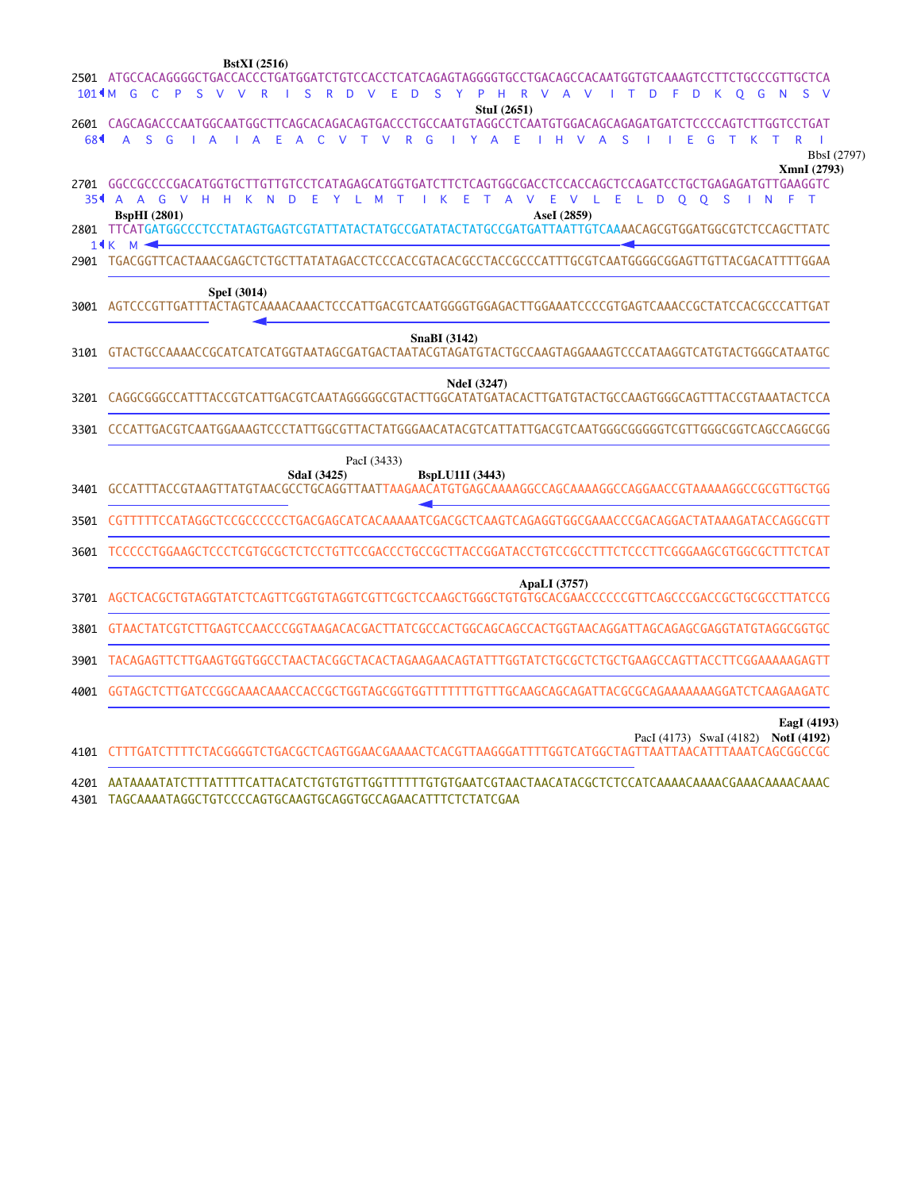```
                                BstXI (2516)
2501  ATGCCACAGGGGCTGACCACCCTGATGGATCTGTCCACCTCATCAGAGTAGGGGTGCCTGACAGCCACAATGGTGTCAAAGTCCTTCTGCCCGTTGCTCA
 101◄ M  G  C  P  S  V  V  R  I  S  R  D  V  E  D  S  Y  P  H  R  V  A  V  I  T  D  F  D  K  Q  G  N  S  V
                                                                    StuI (2651)
2601  CAGCAGACCCAATGGCAATGGCTTCAGCACAGACAGTGACCCTGCCAATGTAGGCCTCAATGTGGACAGCAGAGATGATCTCCCCAGTCTTGGTCCTGAT
  68◄   A  S  G  I  A  I  A  E  A  C  V  T  V  R  G  I  Y  A  E  I  H  V  A  S  I  I  E  G  T  K  T  R  I
                                                                                                   BbsI (2797)
                                                                                                  XmnI (2793)
2701  GGCCGCCCCGACATGGTGCTTGTTGTCCTCATAGAGCATGGTGATCTTCTCAGTGGCGACCTCCACCAGCTCCAGATCCTGCTGAGAGATGTTGAAGGTC
  35◄ A  A  G  V  H  H  K  N  D  E  Y  L  M  T  I  K  E  T  A  V  E  V  L  E  L  D  Q  Q  S  I  N  F  T
      BspHI (2801)                                                     AseI (2859)
2801  TTCATGATGGCCCTCCTATAGTGAGTCGTATTATACTATGCCGATATACTATGCCGATGATTAATTGTCAAAACAGCGTGGATGGCGTCTCCAGCTTATC
   1◄ K  M
2901  TGACGGTTCACTAAACGAGCTCTGCTTATATAGACCTCCCACCGTACACGCCTACCGCCCATTTGCGTCAATGGGGCGGAGTTGTTACGACATTTTGGAA
                          SpeI (3014)
3001  AGTCCCGTTGATTTACTAGTCAAAACAAACTCCCATTGACGTCAATGGGGTGGAGACTTGGAAATCCCCGTGAGTCAAACCGCTATCCACGCCCATTGAT
                                                             SnaBI (3142)
3101  GTACTGCCAAAACCGCATCATCATGGTAATAGCGATGACTAATACGTAGATGTACTGCCAAGTAGGAAAGTCCCATAAGGTCATGTACTGGGCATAATGC
                                                            NdeI (3247)
3201  CAGGCGGGCCATTTACCGTCATTGACGTCAATAGGGGGCGTACTTGGCATATGATACACTTGATGTACTGCCAAGTGGGCAGTTTACCGTAAATACTCCA
3301  CCCATTGACGTCAATGGAAAGTCCCTATTGGCGTTACTATGGGAACATACGTCATTATTGACGTCAATGGGCGGGGGTCGTTGGGCGGTCAGCCAGGCGG
                                          PacI (3433)
                                 SdaI (3425)        BspLU11I (3443)
3401  GCCATTTACCGTAAGTTATGTAACGCCTGCAGGTTAATTAAGAACATGTGAGCAAAAGGCCAGCAAAAGGCCAGGAACCGTAAAAAGGCCGCGTTGCTGG
3501  CGTTTTTCCATAGGCTCCGCCCCCCTGACGAGCATCACAAAAATCGACGCTCAAGTCAGAGGTGGCGAAACCCGACAGGACTATAAAGATACCAGGCGTT
3601  TCCCCCTGGAAGCTCCCTCGTGCGCTCTCCTGTTCCGACCCTGCCGCTTACCGGATACCTGTCCGCCTTTCTCCCTTCGGGAAGCGTGGCGCTTTCTCAT
                                                                     ApaLI (3757)
3701  AGCTCACGCTGTAGGTATCTCAGTTCGGTGTAGGTCGTTCGCTCCAAGCTGGGCTGTGTGCACGAACCCCCCGTTCAGCCCGACCGCTGCGCCTTATCCG
3801  GTAACTATCGTCTTGAGTCCAACCCGGTAAGACACGACTTATCGCCACTGGCAGCAGCCACTGGTAACAGGATTAGCAGAGCGAGGTATGTAGGCGGTGC
3901  TACAGAGTTCTTGAAGTGGTGGCCTAACTACGGCTACACTAGAAGAACAGTATTTGGTATCTGCGCTCTGCTGAAGCCAGTTACCTTCGGAAAAAGAGTT
4001  GGTAGCTCTTGATCCGGCAAACAAACCACCGCTGGTAGCGGTGGTTTTTTTGTTTGCAAGCAGCAGATTACGCGCAGAAAAAAAGGATCTCAAGAAGATC
                                                                                                  EagI (4193)
                                                                       PacI (4173)  SwaI (4182)  NotI (4192)
4101  CTTTGATCTTTTCTACGGGGTCTGACGCTCAGTGGAACGAAAACTCACGTTAAGGGATTTTGGTCATGGCTAGTTAATTAACATTTAAATCAGCGGCCGC
4201  AATAAAATATCTTTATTTTCATTACATCTGTGTGTTGGTTTTTTGTGTGAATCGTAACTAACATACGCTCTCCATCAAAACAAAACGAAACAAAACAAAC
4301  TAGCAAAATAGGCTGTCCCCAGTGCAAGTGCAGGTGCCAGAACATTTCTCTATCGAA
```